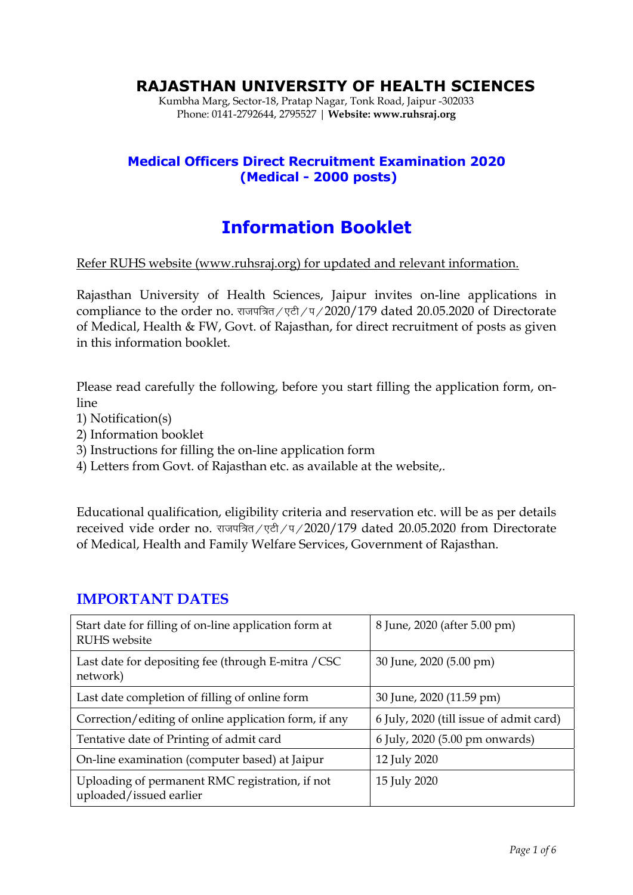# RAJASTHAN UNIVERSITY OF HEALTH SCIENCES

Kumbha Marg, Sector-18, Pratap Nagar, Tonk Road, Jaipur -302033
Phone: 0141-2792644, 2795527 | **Website: www.ruhsraj.org**

## Medical Officers Direct Recruitment Examination 2020 (Medical - 2000 posts)

# Information Booklet

Refer RUHS website (www.ruhsraj.org) for updated and relevant information.

Rajasthan University of Health Sciences, Jaipur invites on-line applications in compliance to the order no. राजपत्रित/एटी/प/2020/179 dated 20.05.2020 of Directorate of Medical, Health & FW, Govt. of Rajasthan, for direct recruitment of posts as given in this information booklet.

Please read carefully the following, before you start filling the application form, on-line

1) Notification(s)
2) Information booklet
3) Instructions for filling the on-line application form
4) Letters from Govt. of Rajasthan etc. as available at the website,.

Educational qualification, eligibility criteria and reservation etc. will be as per details received vide order no. राजपत्रित/एटी/प/2020/179 dated 20.05.2020 from Directorate of Medical, Health and Family Welfare Services, Government of Rajasthan.

## IMPORTANT DATES

| | |
|---|---|
| Start date for filling of on-line application form at RUHS website | 8 June, 2020 (after 5.00 pm) |
| Last date for depositing fee (through E-mitra /CSC network) | 30 June, 2020 (5.00 pm) |
| Last date completion of filling of online form | 30 June, 2020 (11.59 pm) |
| Correction/editing of online application form, if any | 6 July, 2020 (till issue of admit card) |
| Tentative date of Printing of admit card | 6 July, 2020 (5.00 pm onwards) |
| On-line examination (computer based) at Jaipur | 12 July 2020 |
| Uploading of permanent RMC registration, if not uploaded/issued earlier | 15 July 2020 |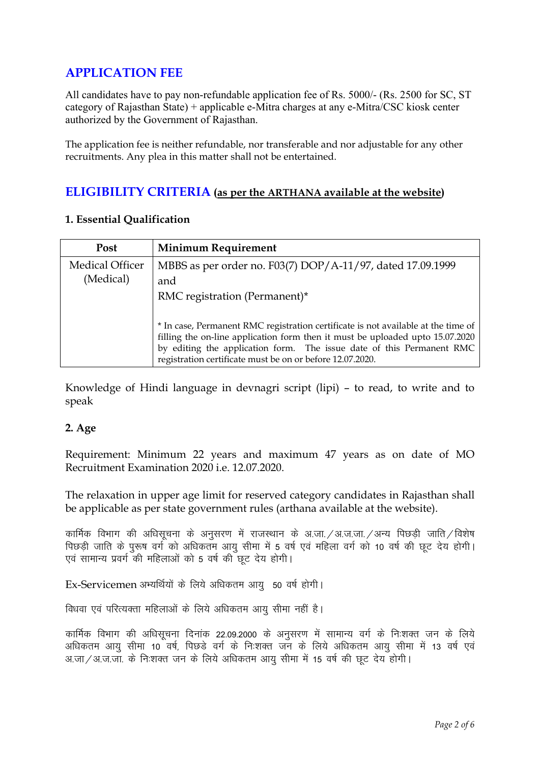## APPLICATION FEE

All candidates have to pay non-refundable application fee of Rs. 5000/- (Rs. 2500 for SC, ST category of Rajasthan State) + applicable e-Mitra charges at any e-Mitra/CSC kiosk center authorized by the Government of Rajasthan.

The application fee is neither refundable, nor transferable and nor adjustable for any other recruitments. Any plea in this matter shall not be entertained.

## ELIGIBILITY CRITERIA (as per the ARTHANA available at the website)

### 1. Essential Qualification

| Post | Minimum Requirement |
|---|---|
| Medical Officer (Medical) | MBBS as per order no. F03(7) DOP/A-11/97, dated 17.09.1999<br>and<br>RMC registration (Permanent)*<br><br>* In case, Permanent RMC registration certificate is not available at the time of filling the on-line application form then it must be uploaded upto 15.07.2020 by editing the application form. The issue date of this Permanent RMC registration certificate must be on or before 12.07.2020. |

Knowledge of Hindi language in devnagri script (lipi) – to read, to write and to speak

### 2. Age

Requirement: Minimum 22 years and maximum 47 years as on date of MO Recruitment Examination 2020 i.e. 12.07.2020.

The relaxation in upper age limit for reserved category candidates in Rajasthan shall be applicable as per state government rules (arthana available at the website).

कार्मिक विभाग की अधिसूचना के अनुसरण में राजस्थान के अ.जा./अ.ज.जा./अन्य पिछड़ी जाति/विशेष पिछड़ी जाति के पुरूष वर्ग को अधिकतम आयु सीमा में 5 वर्ष एवं महिला वर्ग को 10 वर्ष की छूट देय होगी। एवं सामान्य प्रवर्ग की महिलाओं को 5 वर्ष की छूट देय होगी।

Ex-Servicemen अभ्यर्थियों के लिये अधिकतम आयु 50 वर्ष होगी।

विधवा एवं परित्यक्ता महिलाओं के लिये अधिकतम आयु सीमा नहीं है।

कार्मिक विभाग की अधिसूचना दिनांक 22.09.2000 के अनुसरण में सामान्य वर्ग के निःशक्त जन के लिये अधिकतम आयु सीमा 10 वर्ष, पिछडे वर्ग के निःशक्त जन के लिये अधिकतम आयु सीमा में 13 वर्ष एवं अ.जा/अ.ज.जा. के निःशक्त जन के लिये अधिकतम आयु सीमा में 15 वर्ष की छूट देय होगी।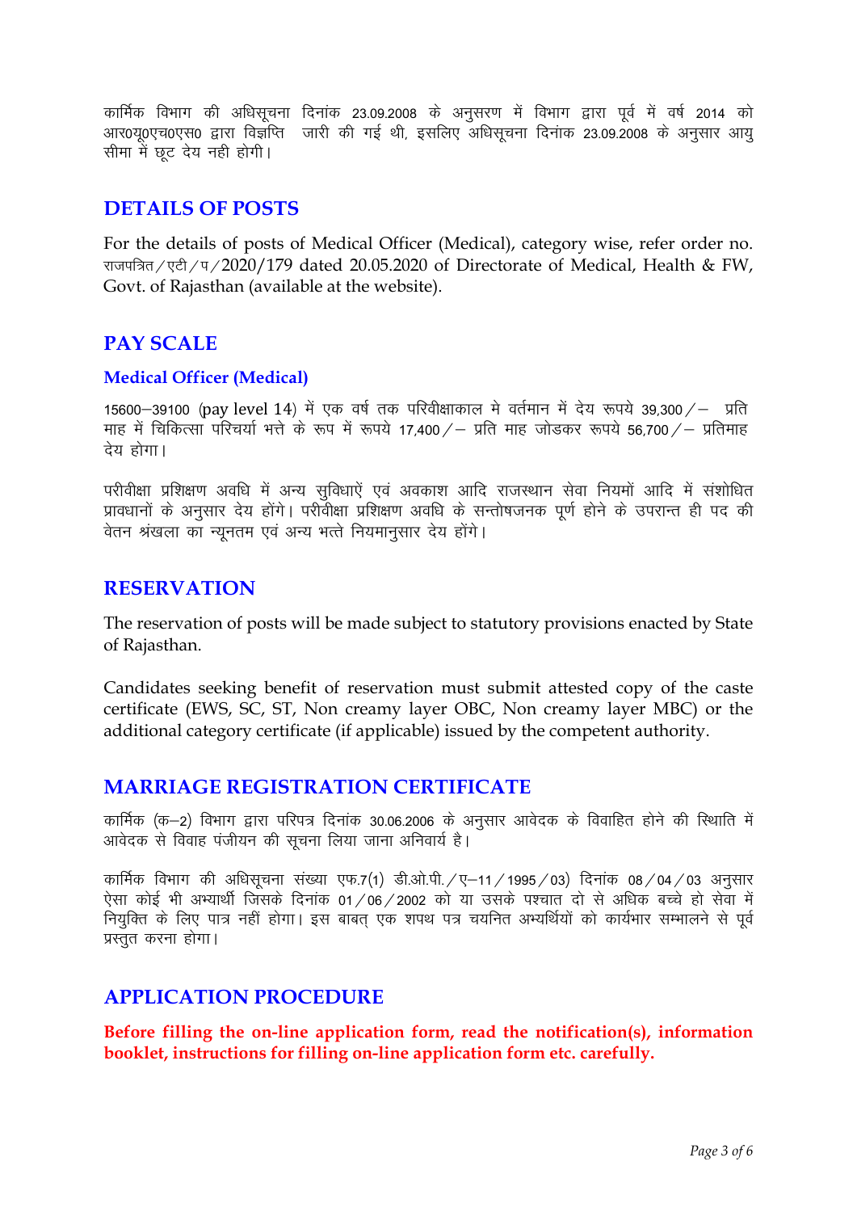कार्मिक विभाग की अधिसूचना दिनांक 23.09.2008 के अनुसरण में विभाग द्वारा पूर्व में वर्ष 2014 को आर0यू0एच0एस0 द्वारा विज्ञप्ति जारी की गई थी, इसलिए अधिसूचना दिनांक 23.09.2008 के अनुसार आयु सीमा में छूट देय नही होगी।

## DETAILS OF POSTS

For the details of posts of Medical Officer (Medical), category wise, refer order no. राजपत्रित/एटी/प/2020/179 dated 20.05.2020 of Directorate of Medical, Health & FW, Govt. of Rajasthan (available at the website).

## PAY SCALE

### Medical Officer (Medical)

15600–39100 (pay level 14) में एक वर्ष तक परिवीक्षाकाल मे वर्तमान में देय रूपये 39,300/– प्रति माह में चिकित्सा परिचर्या भत्ते के रूप में रूपये 17,400/– प्रति माह जोडकर रूपये 56,700/– प्रतिमाह देय होगा।

परीवीक्षा प्रशिक्षण अवधि में अन्य सुविधाऐं एवं अवकाश आदि राजस्थान सेवा नियमों आदि में संशोधित प्रावधानों के अनुसार देय होंगे। परीवीक्षा प्रशिक्षण अवधि के सन्तोषजनक पूर्ण होने के उपरान्त ही पद की वेतन श्रंखला का न्यूनतम एवं अन्य भत्ते नियमानुसार देय होंगे।

## RESERVATION

The reservation of posts will be made subject to statutory provisions enacted by State of Rajasthan.

Candidates seeking benefit of reservation must submit attested copy of the caste certificate (EWS, SC, ST, Non creamy layer OBC, Non creamy layer MBC) or the additional category certificate (if applicable) issued by the competent authority.

## MARRIAGE REGISTRATION CERTIFICATE

कार्मिक (क–2) विभाग द्वारा परिपत्र दिनांक 30.06.2006 के अनुसार आवेदक के विवाहित होने की स्थिति में आवेदक से विवाह पंजीयन की सूचना लिया जाना अनिवार्य है।

कार्मिक विभाग की अधिसूचना संख्या एफ.7(1) डी.ओ.पी./ए–11/1995/03) दिनांक 08/04/03 अनुसार ऐसा कोई भी अभ्यार्थी जिसके दिनांक 01/06/2002 को या उसके पश्चात दो से अधिक बच्चे हो सेवा में नियुक्ति के लिए पात्र नहीं होगा। इस बाबत् एक शपथ पत्र चयनित अभ्यर्थियों को कार्यभार सम्भालने से पूर्व प्रस्तुत करना होगा।

## APPLICATION PROCEDURE

**Before filling the on-line application form, read the notification(s), information booklet, instructions for filling on-line application form etc. carefully.**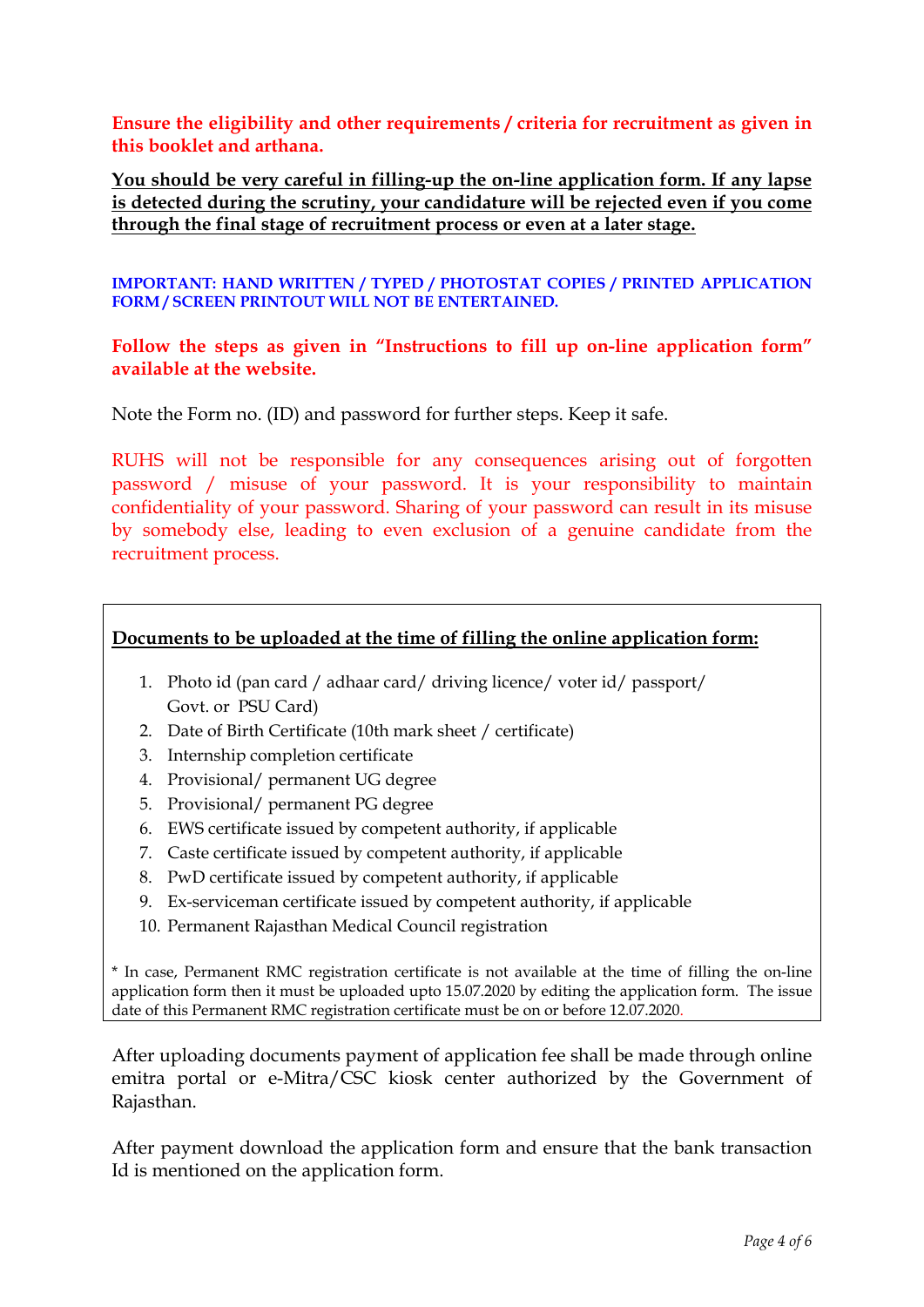**Ensure the eligibility and other requirements / criteria for recruitment as given in this booklet and arthana.**

**You should be very careful in filling-up the on-line application form. If any lapse is detected during the scrutiny, your candidature will be rejected even if you come through the final stage of recruitment process or even at a later stage.**

**IMPORTANT: HAND WRITTEN / TYPED / PHOTOSTAT COPIES / PRINTED APPLICATION FORM / SCREEN PRINTOUT WILL NOT BE ENTERTAINED.**

**Follow the steps as given in "Instructions to fill up on-line application form" available at the website.**

Note the Form no. (ID) and password for further steps. Keep it safe.

RUHS will not be responsible for any consequences arising out of forgotten password / misuse of your password. It is your responsibility to maintain confidentiality of your password. Sharing of your password can result in its misuse by somebody else, leading to even exclusion of a genuine candidate from the recruitment process.

**Documents to be uploaded at the time of filling the online application form:**

1. Photo id (pan card / adhaar card/ driving licence/ voter id/ passport/ Govt. or PSU Card)
2. Date of Birth Certificate (10th mark sheet / certificate)
3. Internship completion certificate
4. Provisional/ permanent UG degree
5. Provisional/ permanent PG degree
6. EWS certificate issued by competent authority, if applicable
7. Caste certificate issued by competent authority, if applicable
8. PwD certificate issued by competent authority, if applicable
9. Ex-serviceman certificate issued by competent authority, if applicable
10. Permanent Rajasthan Medical Council registration

\* In case, Permanent RMC registration certificate is not available at the time of filling the on-line application form then it must be uploaded upto 15.07.2020 by editing the application form. The issue date of this Permanent RMC registration certificate must be on or before 12.07.2020.

After uploading documents payment of application fee shall be made through online emitra portal or e-Mitra/CSC kiosk center authorized by the Government of Rajasthan.

After payment download the application form and ensure that the bank transaction Id is mentioned on the application form.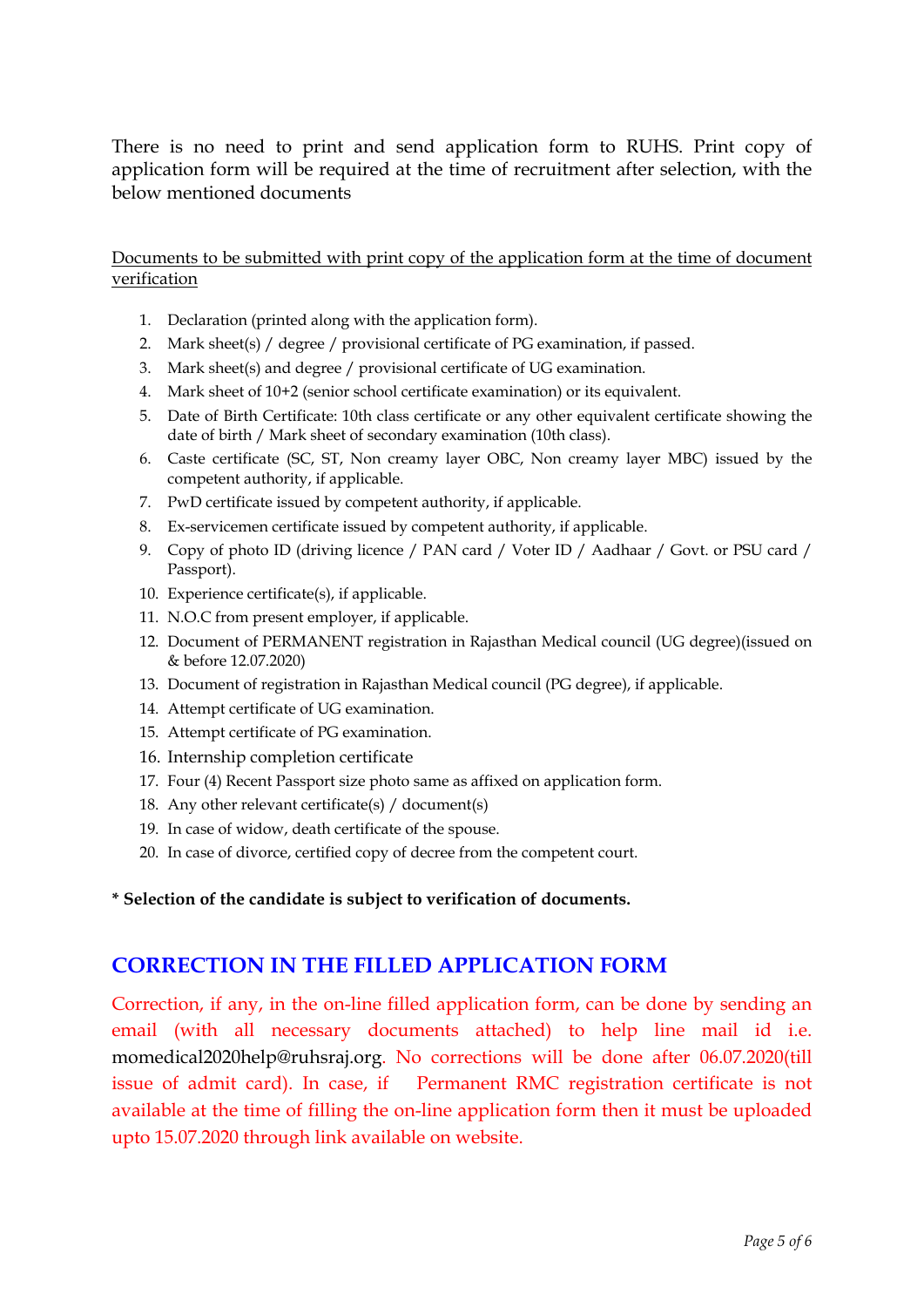There is no need to print and send application form to RUHS. Print copy of application form will be required at the time of recruitment after selection, with the below mentioned documents

Documents to be submitted with print copy of the application form at the time of document verification

1. Declaration (printed along with the application form).
2. Mark sheet(s) / degree / provisional certificate of PG examination, if passed.
3. Mark sheet(s) and degree / provisional certificate of UG examination.
4. Mark sheet of 10+2 (senior school certificate examination) or its equivalent.
5. Date of Birth Certificate: 10th class certificate or any other equivalent certificate showing the date of birth / Mark sheet of secondary examination (10th class).
6. Caste certificate (SC, ST, Non creamy layer OBC, Non creamy layer MBC) issued by the competent authority, if applicable.
7. PwD certificate issued by competent authority, if applicable.
8. Ex-servicemen certificate issued by competent authority, if applicable.
9. Copy of photo ID (driving licence / PAN card / Voter ID / Aadhaar / Govt. or PSU card / Passport).
10. Experience certificate(s), if applicable.
11. N.O.C from present employer, if applicable.
12. Document of PERMANENT registration in Rajasthan Medical council (UG degree)(issued on & before 12.07.2020)
13. Document of registration in Rajasthan Medical council (PG degree), if applicable.
14. Attempt certificate of UG examination.
15. Attempt certificate of PG examination.
16. Internship completion certificate
17. Four (4) Recent Passport size photo same as affixed on application form.
18. Any other relevant certificate(s) / document(s)
19. In case of widow, death certificate of the spouse.
20. In case of divorce, certified copy of decree from the competent court.

**\* Selection of the candidate is subject to verification of documents.**

## CORRECTION IN THE FILLED APPLICATION FORM

Correction, if any, in the on-line filled application form, can be done by sending an email (with all necessary documents attached) to help line mail id i.e. momedical2020help@ruhsraj.org. No corrections will be done after 06.07.2020(till issue of admit card). In case, if Permanent RMC registration certificate is not available at the time of filling the on-line application form then it must be uploaded upto 15.07.2020 through link available on website.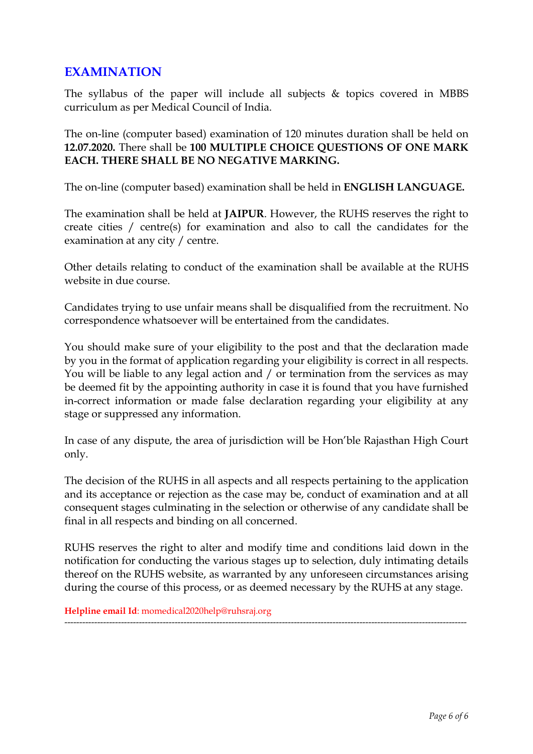## EXAMINATION

The syllabus of the paper will include all subjects & topics covered in MBBS curriculum as per Medical Council of India.

The on-line (computer based) examination of 120 minutes duration shall be held on **12.07.2020.** There shall be **100 MULTIPLE CHOICE QUESTIONS OF ONE MARK EACH. THERE SHALL BE NO NEGATIVE MARKING.**

The on-line (computer based) examination shall be held in **ENGLISH LANGUAGE.**

The examination shall be held at **JAIPUR**. However, the RUHS reserves the right to create cities / centre(s) for examination and also to call the candidates for the examination at any city / centre.

Other details relating to conduct of the examination shall be available at the RUHS website in due course.

Candidates trying to use unfair means shall be disqualified from the recruitment. No correspondence whatsoever will be entertained from the candidates.

You should make sure of your eligibility to the post and that the declaration made by you in the format of application regarding your eligibility is correct in all respects. You will be liable to any legal action and / or termination from the services as may be deemed fit by the appointing authority in case it is found that you have furnished in-correct information or made false declaration regarding your eligibility at any stage or suppressed any information.

In case of any dispute, the area of jurisdiction will be Hon'ble Rajasthan High Court only.

The decision of the RUHS in all aspects and all respects pertaining to the application and its acceptance or rejection as the case may be, conduct of examination and at all consequent stages culminating in the selection or otherwise of any candidate shall be final in all respects and binding on all concerned.

RUHS reserves the right to alter and modify time and conditions laid down in the notification for conducting the various stages up to selection, duly intimating details thereof on the RUHS website, as warranted by any unforeseen circumstances arising during the course of this process, or as deemed necessary by the RUHS at any stage.

**Helpline email Id**: momedical2020help@ruhsraj.org

---